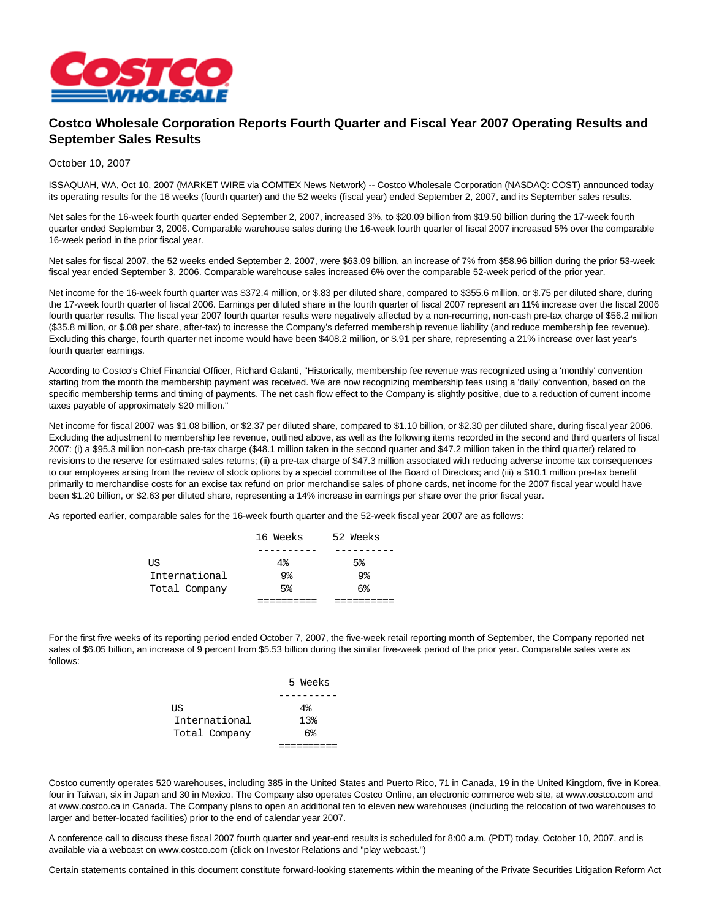# Costco Wholesale Corporation Reports Fourth Quarter and Fiscal Year 2007 Operating Results and September Sales Results

October 10, 2007

ISSAQUAH, WA, Oct 10, 2007 (MARKET WIRE via COMTEX News Network) -- Costco Wholesale Corporation (NASDAQ: COST) announced today its operating results for the 16 weeks (fourth quarter) and the 52 weeks (fiscal year) ended September 2, 2007, and its September sales results.

Net sales for the 16-week fourth quarter ended September 2, 2007, increased 3%, to $20.09 billion from $19.50 billion during the 17-week fourth quarter ended September 3, 2006. Comparable warehouse sales during the 16-week fourth quarter of fiscal 2007 increased 5% over the comparable 16-week period in the prior fiscal year.

Net sales for fiscal 2007, the 52 weeks ended September 2, 2007, were $63.09 billion, an increase of 7% from $58.96 billion during the prior 53-week fiscal year ended September 3, 2006. Comparable warehouse sales increased 6% over the comparable 52-week period of the prior year.

Net income for the 16-week fourth quarter was $372.4 million, or $.83 per diluted share, compared to $355.6 million, or $.75 per diluted share, during the 17-week fourth quarter of fiscal 2006. Earnings per diluted share in the fourth quarter of fiscal 2007 represent an 11% increase over the fiscal 2006 fourth quarter results. The fiscal year 2007 fourth quarter results were negatively affected by a non-recurring, non-cash pre-tax charge of $56.2 million ($35.8 million, or $.08 per share, after-tax) to increase the Company's deferred membership revenue liability (and reduce membership fee revenue). Excluding this charge, fourth quarter net income would have been $408.2 million, or $.91 per share, representing a 21% increase over last year's fourth quarter earnings.

According to Costco's Chief Financial Officer, Richard Galanti, "Historically, membership fee revenue was recognized using a 'monthly' convention starting from the month the membership payment was received. We are now recognizing membership fees using a 'daily' convention, based on the specific membership terms and timing of payments. The net cash flow effect to the Company is slightly positive, due to a reduction of current income taxes payable of approximately $20 million."

Net income for fiscal 2007 was $1.08 billion, or $2.37 per diluted share, compared to $1.10 billion, or $2.30 per diluted share, during fiscal year 2006. Excluding the adjustment to membership fee revenue, outlined above, as well as the following items recorded in the second and third quarters of fiscal 2007: (i) a $95.3 million non-cash pre-tax charge ($48.1 million taken in the second quarter and $47.2 million taken in the third quarter) related to revisions to the reserve for estimated sales returns; (ii) a pre-tax charge of $47.3 million associated with reducing adverse income tax consequences to our employees arising from the review of stock options by a special committee of the Board of Directors; and (iii) a $10.1 million pre-tax benefit primarily to merchandise costs for an excise tax refund on prior merchandise sales of phone cards, net income for the 2007 fiscal year would have been $1.20 billion, or $2.63 per diluted share, representing a 14% increase in earnings per share over the prior fiscal year.

As reported earlier, comparable sales for the 16-week fourth quarter and the 52-week fiscal year 2007 are as follows:

| | 16 Weeks | 52 Weeks |
|---|---|---|
| US | 4% | 5% |
| International | 9% | 9% |
| Total Company | 5% | 6% |

For the first five weeks of its reporting period ended October 7, 2007, the five-week retail reporting month of September, the Company reported net sales of $6.05 billion, an increase of 9 percent from $5.53 billion during the similar five-week period of the prior year. Comparable sales were as follows:

| | 5 Weeks |
|---|---|
| US | 4% |
| International | 13% |
| Total Company | 6% |

Costco currently operates 520 warehouses, including 385 in the United States and Puerto Rico, 71 in Canada, 19 in the United Kingdom, five in Korea, four in Taiwan, six in Japan and 30 in Mexico. The Company also operates Costco Online, an electronic commerce web site, at www.costco.com and at www.costco.ca in Canada. The Company plans to open an additional ten to eleven new warehouses (including the relocation of two warehouses to larger and better-located facilities) prior to the end of calendar year 2007.

A conference call to discuss these fiscal 2007 fourth quarter and year-end results is scheduled for 8:00 a.m. (PDT) today, October 10, 2007, and is available via a webcast on www.costco.com (click on Investor Relations and "play webcast.")

Certain statements contained in this document constitute forward-looking statements within the meaning of the Private Securities Litigation Reform Act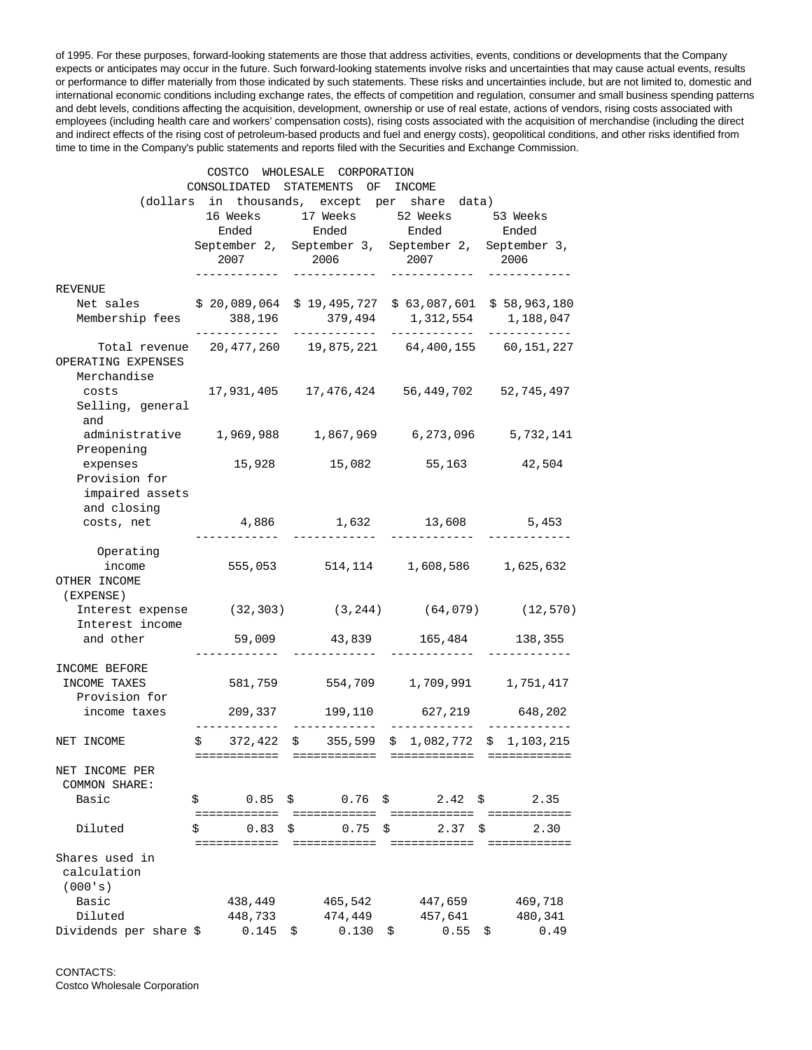of 1995. For these purposes, forward-looking statements are those that address activities, events, conditions or developments that the Company expects or anticipates may occur in the future. Such forward-looking statements involve risks and uncertainties that may cause actual events, results or performance to differ materially from those indicated by such statements. These risks and uncertainties include, but are not limited to, domestic and international economic conditions including exchange rates, the effects of competition and regulation, consumer and small business spending patterns and debt levels, conditions affecting the acquisition, development, ownership or use of real estate, actions of vendors, rising costs associated with employees (including health care and workers' compensation costs), rising costs associated with the acquisition of merchandise (including the direct and indirect effects of the rising cost of petroleum-based products and fuel and energy costs), geopolitical conditions, and other risks identified from time to time in the Company's public statements and reports filed with the Securities and Exchange Commission.

COSTCO WHOLESALE CORPORATION
CONSOLIDATED STATEMENTS OF INCOME
(dollars in thousands, except per share data)

| | 16 Weeks Ended September 2, 2007 | 17 Weeks Ended September 3, 2006 | 52 Weeks Ended September 2, 2007 | 53 Weeks Ended September 3, 2006 |
|---|---|---|---|---|
| REVENUE | | | | |
| Net sales | $ 20,089,064 | $ 19,495,727 | $ 63,087,601 | $ 58,963,180 |
| Membership fees | 388,196 | 379,494 | 1,312,554 | 1,188,047 |
| Total revenue | 20,477,260 | 19,875,221 | 64,400,155 | 60,151,227 |
| OPERATING EXPENSES | | | | |
| Merchandise costs | 17,931,405 | 17,476,424 | 56,449,702 | 52,745,497 |
| Selling, general and administrative | 1,969,988 | 1,867,969 | 6,273,096 | 5,732,141 |
| Preopening expenses | 15,928 | 15,082 | 55,163 | 42,504 |
| Provision for impaired assets and closing costs, net | 4,886 | 1,632 | 13,608 | 5,453 |
| Operating income | 555,053 | 514,114 | 1,608,586 | 1,625,632 |
| OTHER INCOME (EXPENSE) | | | | |
| Interest expense | (32,303) | (3,244) | (64,079) | (12,570) |
| Interest income and other | 59,009 | 43,839 | 165,484 | 138,355 |
| INCOME BEFORE INCOME TAXES | 581,759 | 554,709 | 1,709,991 | 1,751,417 |
| Provision for income taxes | 209,337 | 199,110 | 627,219 | 648,202 |
| NET INCOME | $ 372,422 | $ 355,599 | $ 1,082,772 | $ 1,103,215 |
| NET INCOME PER COMMON SHARE: | | | | |
| Basic | $ 0.85 | $ 0.76 | $ 2.42 | $ 2.35 |
| Diluted | $ 0.83 | $ 0.75 | $ 2.37 | $ 2.30 |
| Shares used in calculation (000's) | | | | |
| Basic | 438,449 | 465,542 | 447,659 | 469,718 |
| Diluted | 448,733 | 474,449 | 457,641 | 480,341 |
| Dividends per share | $ 0.145 | $ 0.130 | $ 0.55 | $ 0.49 |

CONTACTS:
Costco Wholesale Corporation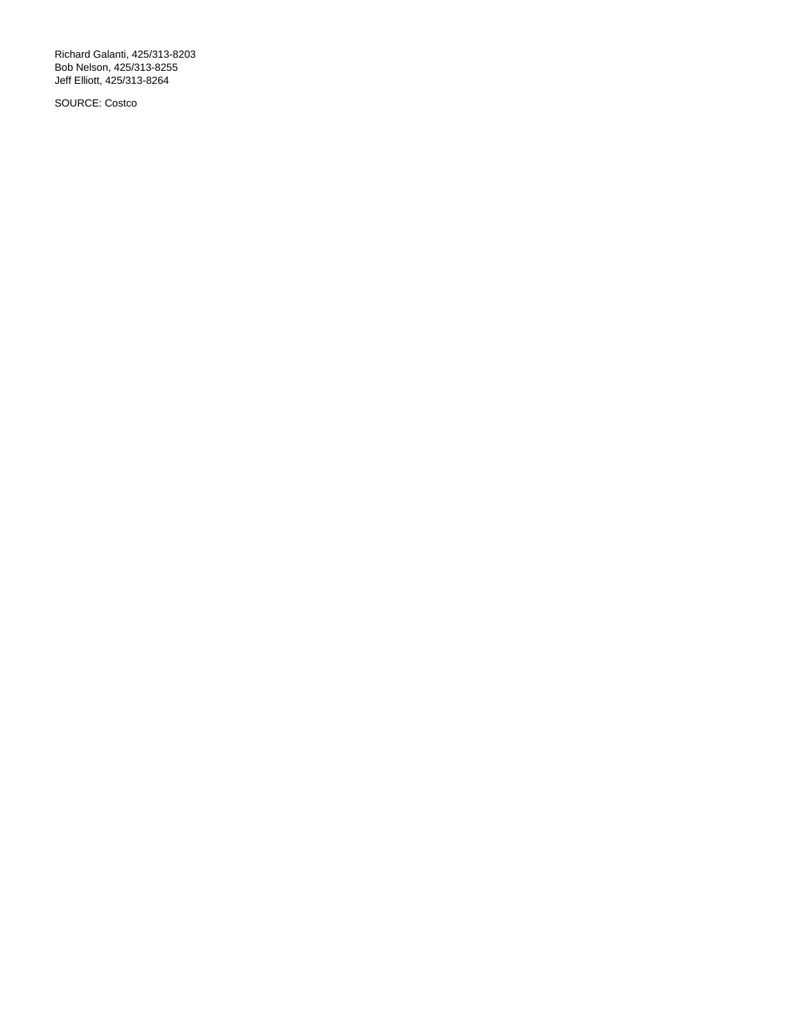Richard Galanti, 425/313-8203
Bob Nelson, 425/313-8255
Jeff Elliott, 425/313-8264

SOURCE: Costco